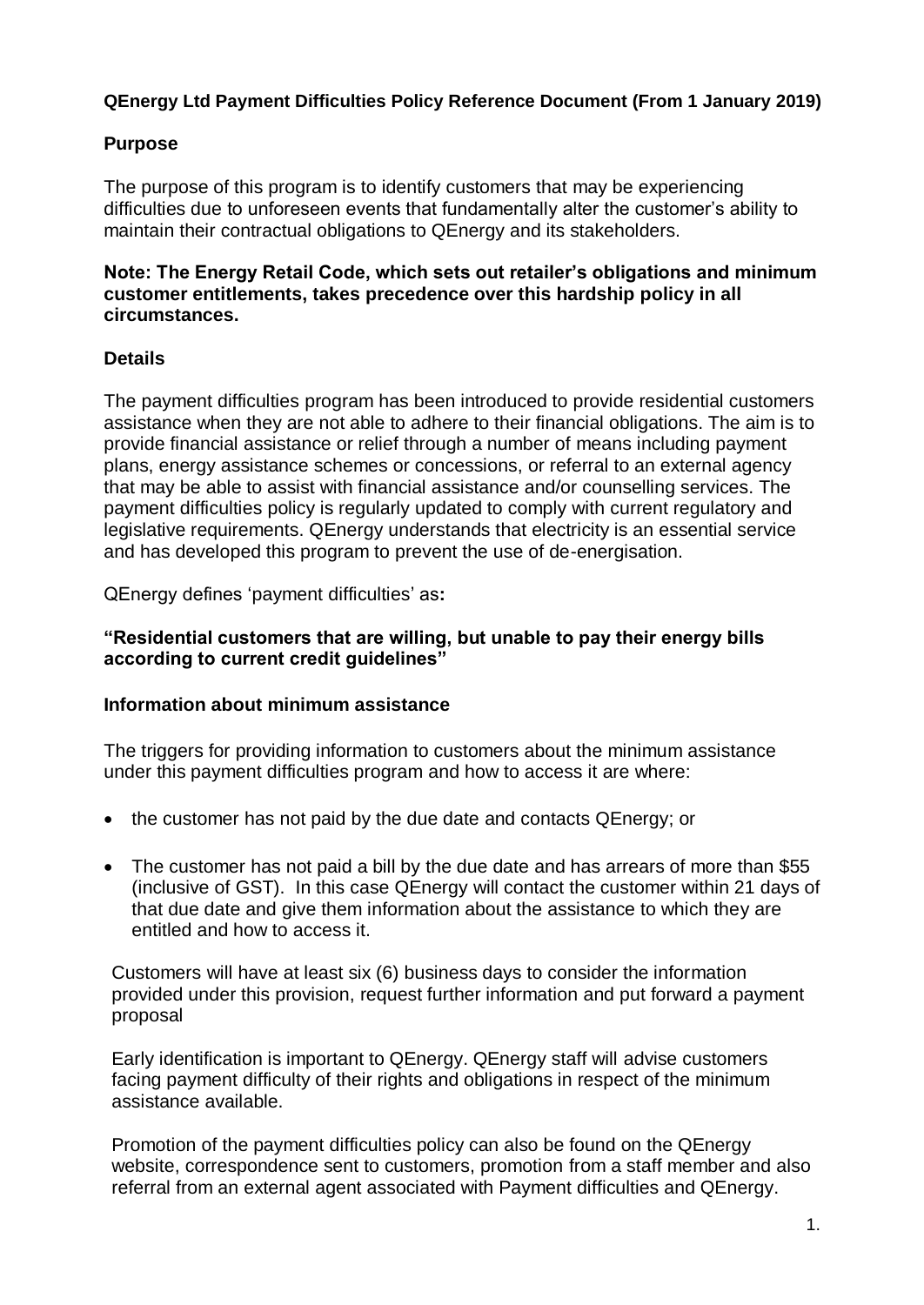# QEnergy Ltd Payment Difficulties Policy Reference Document (From 1 January 2019)

## Purpose

The purpose of this program is to identify customers that may be experiencing difficulties due to unforeseen events that fundamentally alter the customer's ability to maintain their contractual obligations to QEnergy and its stakeholders.

**Note: The Energy Retail Code, which sets out retailer's obligations and minimum customer entitlements, takes precedence over this hardship policy in all circumstances.**

## Details

The payment difficulties program has been introduced to provide residential customers assistance when they are not able to adhere to their financial obligations. The aim is to provide financial assistance or relief through a number of means including payment plans, energy assistance schemes or concessions, or referral to an external agency that may be able to assist with financial assistance and/or counselling services. The payment difficulties policy is regularly updated to comply with current regulatory and legislative requirements. QEnergy understands that electricity is an essential service and has developed this program to prevent the use of de-energisation.

QEnergy defines 'payment difficulties' as**:**

**"Residential customers that are willing, but unable to pay their energy bills according to current credit guidelines"**

## Information about minimum assistance

The triggers for providing information to customers about the minimum assistance under this payment difficulties program and how to access it are where:

- the customer has not paid by the due date and contacts QEnergy; or
- The customer has not paid a bill by the due date and has arrears of more than $55 (inclusive of GST). In this case QEnergy will contact the customer within 21 days of that due date and give them information about the assistance to which they are entitled and how to access it.

Customers will have at least six (6) business days to consider the information provided under this provision, request further information and put forward a payment proposal

Early identification is important to QEnergy. QEnergy staff will advise customers facing payment difficulty of their rights and obligations in respect of the minimum assistance available.

Promotion of the payment difficulties policy can also be found on the QEnergy website, correspondence sent to customers, promotion from a staff member and also referral from an external agent associated with Payment difficulties and QEnergy.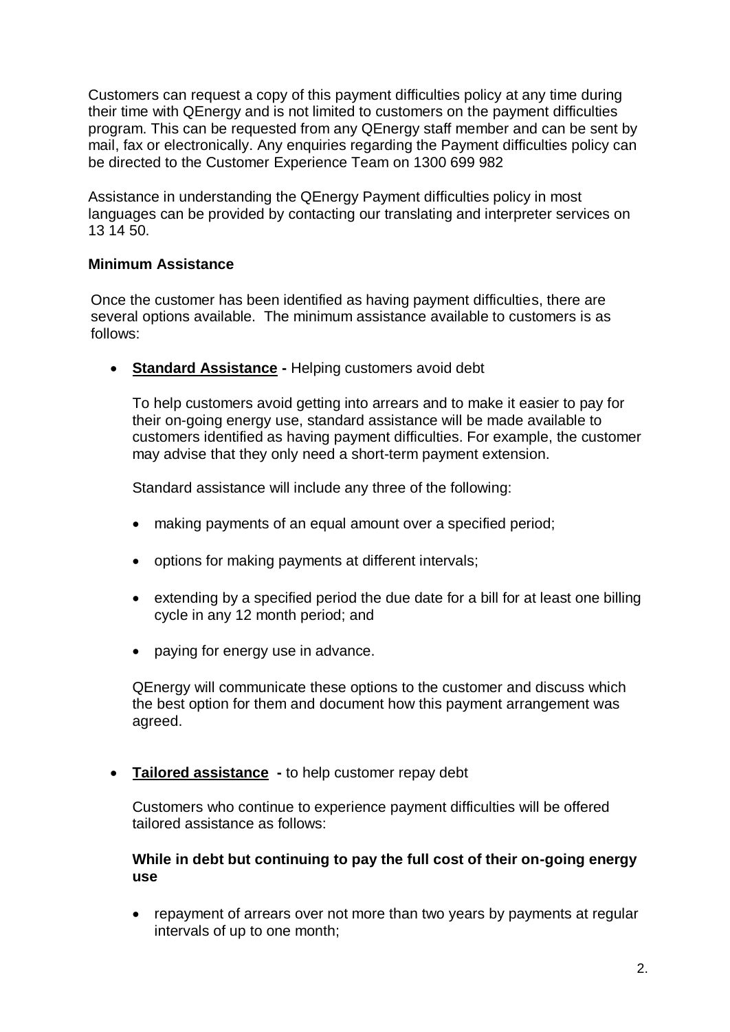Customers can request a copy of this payment difficulties policy at any time during their time with QEnergy and is not limited to customers on the payment difficulties program. This can be requested from any QEnergy staff member and can be sent by mail, fax or electronically. Any enquiries regarding the Payment difficulties policy can be directed to the Customer Experience Team on 1300 699 982

Assistance in understanding the QEnergy Payment difficulties policy in most languages can be provided by contacting our translating and interpreter services on 13 14 50.

**Minimum Assistance**

Once the customer has been identified as having payment difficulties, there are several options available. The minimum assistance available to customers is as follows:

- **Standard Assistance -** Helping customers avoid debt

  To help customers avoid getting into arrears and to make it easier to pay for their on-going energy use, standard assistance will be made available to customers identified as having payment difficulties. For example, the customer may advise that they only need a short-term payment extension.

  Standard assistance will include any three of the following:

  - making payments of an equal amount over a specified period;
  - options for making payments at different intervals;
  - extending by a specified period the due date for a bill for at least one billing cycle in any 12 month period; and
  - paying for energy use in advance.

  QEnergy will communicate these options to the customer and discuss which the best option for them and document how this payment arrangement was agreed.

- **Tailored assistance -** to help customer repay debt

  Customers who continue to experience payment difficulties will be offered tailored assistance as follows:

  **While in debt but continuing to pay the full cost of their on-going energy use**

  - repayment of arrears over not more than two years by payments at regular intervals of up to one month;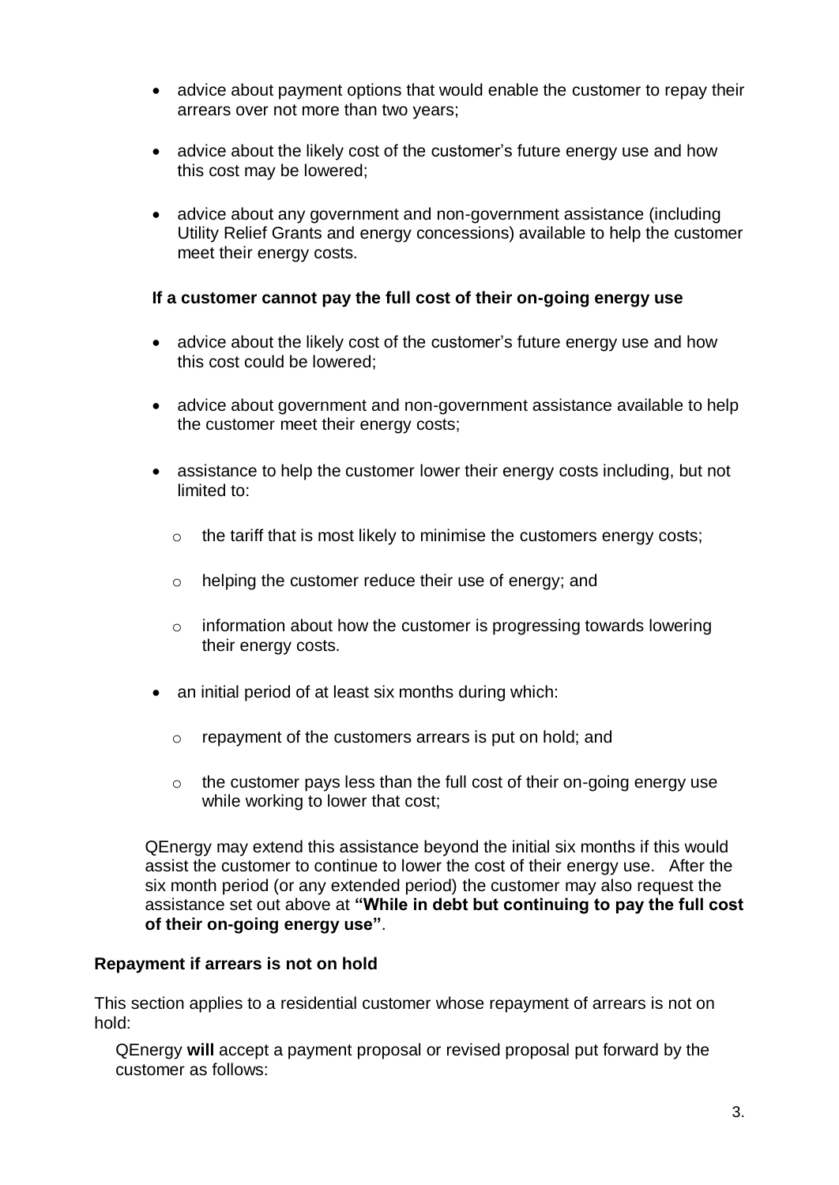- advice about payment options that would enable the customer to repay their arrears over not more than two years;

- advice about the likely cost of the customer's future energy use and how this cost may be lowered;

- advice about any government and non-government assistance (including Utility Relief Grants and energy concessions) available to help the customer meet their energy costs.

**If a customer cannot pay the full cost of their on-going energy use**

- advice about the likely cost of the customer's future energy use and how this cost could be lowered;

- advice about government and non-government assistance available to help the customer meet their energy costs;

- assistance to help the customer lower their energy costs including, but not limited to:

  - the tariff that is most likely to minimise the customers energy costs;

  - helping the customer reduce their use of energy; and

  - information about how the customer is progressing towards lowering their energy costs.

- an initial period of at least six months during which:

  - repayment of the customers arrears is put on hold; and

  - the customer pays less than the full cost of their on-going energy use while working to lower that cost;

QEnergy may extend this assistance beyond the initial six months if this would assist the customer to continue to lower the cost of their energy use. After the six month period (or any extended period) the customer may also request the assistance set out above at **"While in debt but continuing to pay the full cost of their on-going energy use"**.

**Repayment if arrears is not on hold**

This section applies to a residential customer whose repayment of arrears is not on hold:

QEnergy **will** accept a payment proposal or revised proposal put forward by the customer as follows: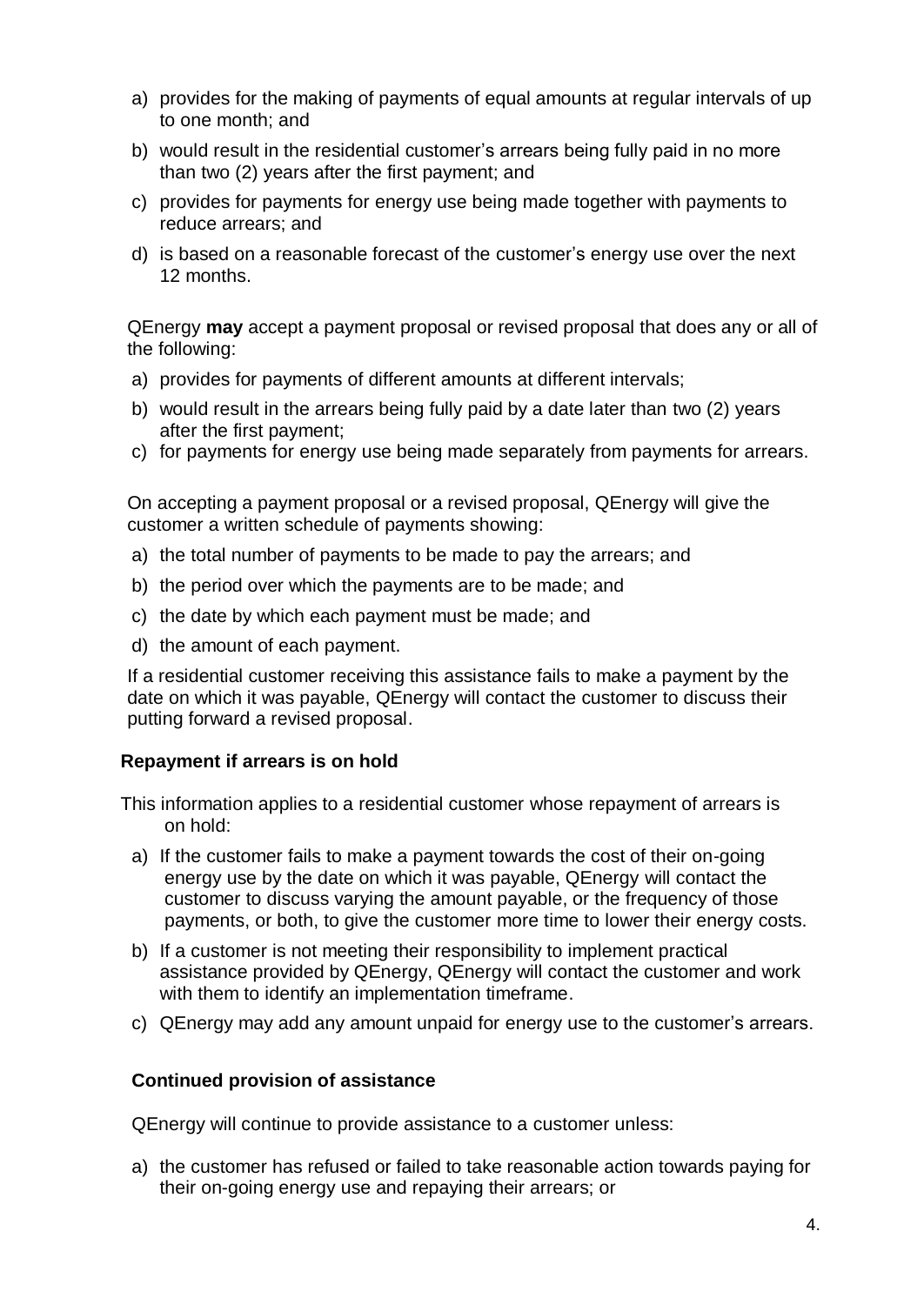a) provides for the making of payments of equal amounts at regular intervals of up to one month; and
b) would result in the residential customer's arrears being fully paid in no more than two (2) years after the first payment; and
c) provides for payments for energy use being made together with payments to reduce arrears; and
d) is based on a reasonable forecast of the customer's energy use over the next 12 months.

QEnergy **may** accept a payment proposal or revised proposal that does any or all of the following:

a) provides for payments of different amounts at different intervals;
b) would result in the arrears being fully paid by a date later than two (2) years after the first payment;
c) for payments for energy use being made separately from payments for arrears.

On accepting a payment proposal or a revised proposal, QEnergy will give the customer a written schedule of payments showing:

a) the total number of payments to be made to pay the arrears; and
b) the period over which the payments are to be made; and
c) the date by which each payment must be made; and
d) the amount of each payment.

If a residential customer receiving this assistance fails to make a payment by the date on which it was payable, QEnergy will contact the customer to discuss their putting forward a revised proposal.

### Repayment if arrears is on hold

This information applies to a residential customer whose repayment of arrears is on hold:

a) If the customer fails to make a payment towards the cost of their on-going energy use by the date on which it was payable, QEnergy will contact the customer to discuss varying the amount payable, or the frequency of those payments, or both, to give the customer more time to lower their energy costs.
b) If a customer is not meeting their responsibility to implement practical assistance provided by QEnergy, QEnergy will contact the customer and work with them to identify an implementation timeframe.
c) QEnergy may add any amount unpaid for energy use to the customer's arrears.

### Continued provision of assistance

QEnergy will continue to provide assistance to a customer unless:

a) the customer has refused or failed to take reasonable action towards paying for their on-going energy use and repaying their arrears; or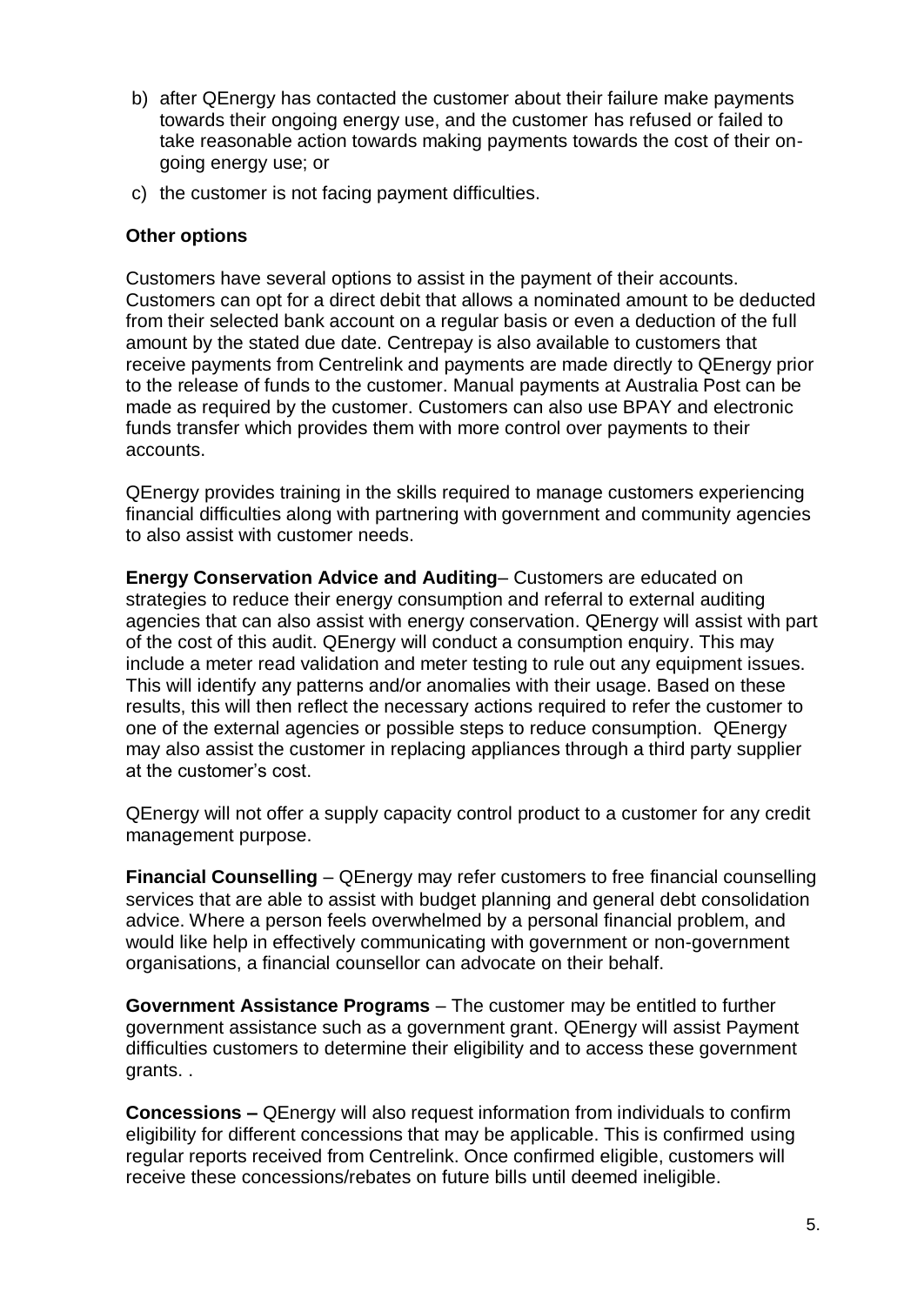b) after QEnergy has contacted the customer about their failure make payments towards their ongoing energy use, and the customer has refused or failed to take reasonable action towards making payments towards the cost of their on-going energy use; or

c) the customer is not facing payment difficulties.

**Other options**

Customers have several options to assist in the payment of their accounts. Customers can opt for a direct debit that allows a nominated amount to be deducted from their selected bank account on a regular basis or even a deduction of the full amount by the stated due date. Centrepay is also available to customers that receive payments from Centrelink and payments are made directly to QEnergy prior to the release of funds to the customer. Manual payments at Australia Post can be made as required by the customer. Customers can also use BPAY and electronic funds transfer which provides them with more control over payments to their accounts.

QEnergy provides training in the skills required to manage customers experiencing financial difficulties along with partnering with government and community agencies to also assist with customer needs.

**Energy Conservation Advice and Auditing**– Customers are educated on strategies to reduce their energy consumption and referral to external auditing agencies that can also assist with energy conservation. QEnergy will assist with part of the cost of this audit. QEnergy will conduct a consumption enquiry. This may include a meter read validation and meter testing to rule out any equipment issues. This will identify any patterns and/or anomalies with their usage. Based on these results, this will then reflect the necessary actions required to refer the customer to one of the external agencies or possible steps to reduce consumption. QEnergy may also assist the customer in replacing appliances through a third party supplier at the customer's cost.

QEnergy will not offer a supply capacity control product to a customer for any credit management purpose.

**Financial Counselling** – QEnergy may refer customers to free financial counselling services that are able to assist with budget planning and general debt consolidation advice. Where a person feels overwhelmed by a personal financial problem, and would like help in effectively communicating with government or non-government organisations, a financial counsellor can advocate on their behalf.

**Government Assistance Programs** – The customer may be entitled to further government assistance such as a government grant. QEnergy will assist Payment difficulties customers to determine their eligibility and to access these government grants. .

**Concessions –** QEnergy will also request information from individuals to confirm eligibility for different concessions that may be applicable. This is confirmed using regular reports received from Centrelink. Once confirmed eligible, customers will receive these concessions/rebates on future bills until deemed ineligible.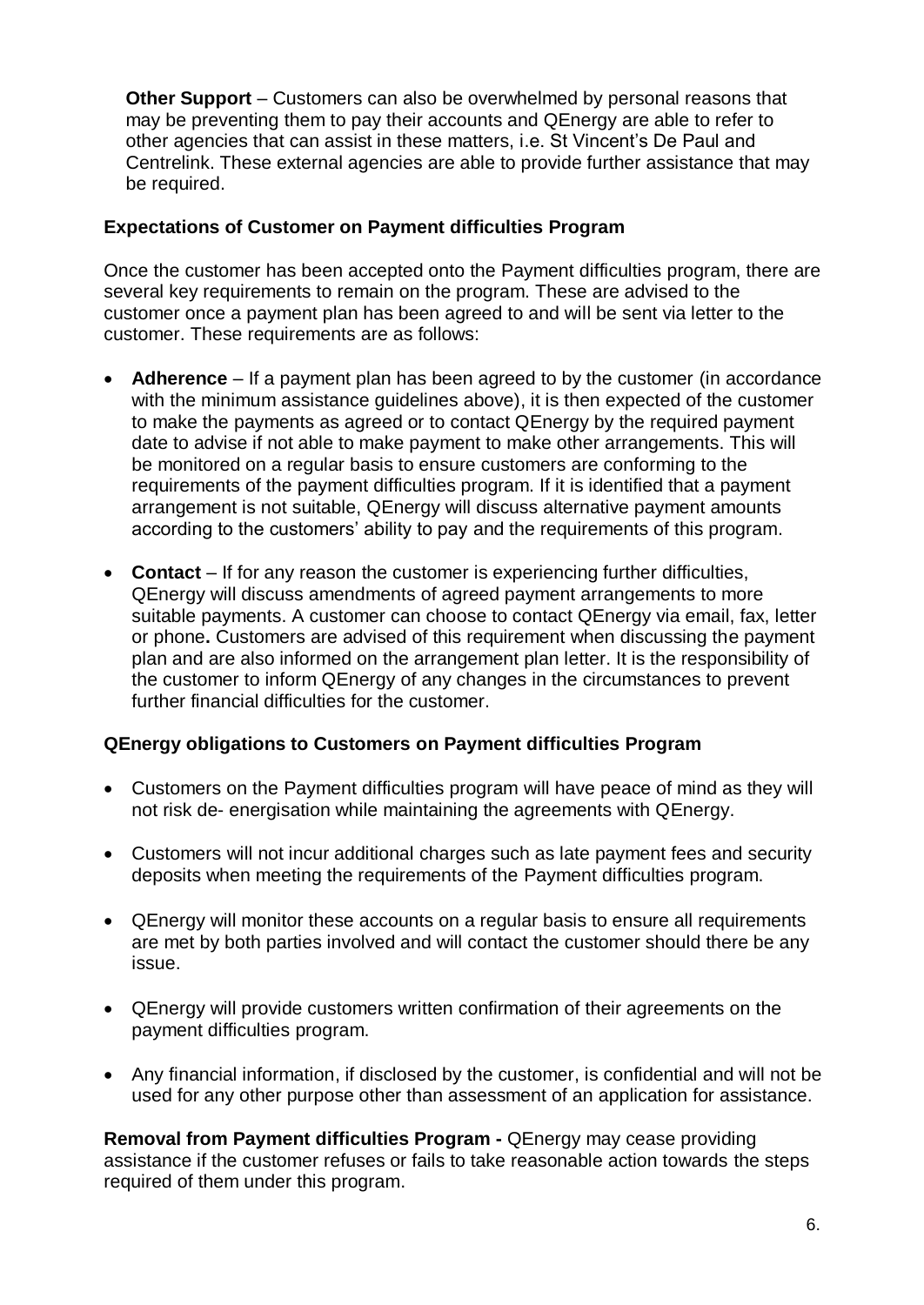**Other Support** – Customers can also be overwhelmed by personal reasons that may be preventing them to pay their accounts and QEnergy are able to refer to other agencies that can assist in these matters, i.e. St Vincent's De Paul and Centrelink. These external agencies are able to provide further assistance that may be required.

### Expectations of Customer on Payment difficulties Program

Once the customer has been accepted onto the Payment difficulties program, there are several key requirements to remain on the program. These are advised to the customer once a payment plan has been agreed to and will be sent via letter to the customer. These requirements are as follows:

- **Adherence** – If a payment plan has been agreed to by the customer (in accordance with the minimum assistance guidelines above), it is then expected of the customer to make the payments as agreed or to contact QEnergy by the required payment date to advise if not able to make payment to make other arrangements. This will be monitored on a regular basis to ensure customers are conforming to the requirements of the payment difficulties program. If it is identified that a payment arrangement is not suitable, QEnergy will discuss alternative payment amounts according to the customers' ability to pay and the requirements of this program.

- **Contact** – If for any reason the customer is experiencing further difficulties, QEnergy will discuss amendments of agreed payment arrangements to more suitable payments. A customer can choose to contact QEnergy via email, fax, letter or phone**.** Customers are advised of this requirement when discussing the payment plan and are also informed on the arrangement plan letter. It is the responsibility of the customer to inform QEnergy of any changes in the circumstances to prevent further financial difficulties for the customer.

### QEnergy obligations to Customers on Payment difficulties Program

- Customers on the Payment difficulties program will have peace of mind as they will not risk de- energisation while maintaining the agreements with QEnergy.

- Customers will not incur additional charges such as late payment fees and security deposits when meeting the requirements of the Payment difficulties program.

- QEnergy will monitor these accounts on a regular basis to ensure all requirements are met by both parties involved and will contact the customer should there be any issue.

- QEnergy will provide customers written confirmation of their agreements on the payment difficulties program.

- Any financial information, if disclosed by the customer, is confidential and will not be used for any other purpose other than assessment of an application for assistance.

**Removal from Payment difficulties Program -** QEnergy may cease providing assistance if the customer refuses or fails to take reasonable action towards the steps required of them under this program.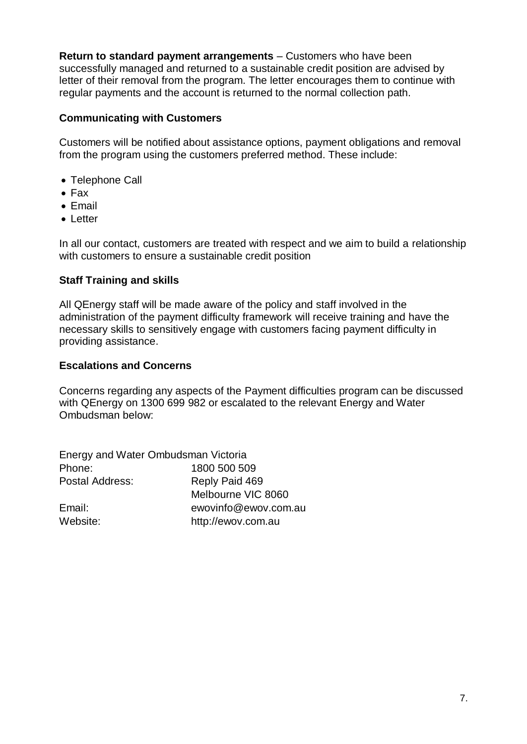**Return to standard payment arrangements** – Customers who have been successfully managed and returned to a sustainable credit position are advised by letter of their removal from the program. The letter encourages them to continue with regular payments and the account is returned to the normal collection path.

**Communicating with Customers**

Customers will be notified about assistance options, payment obligations and removal from the program using the customers preferred method. These include:

- Telephone Call
- Fax
- Email
- Letter

In all our contact, customers are treated with respect and we aim to build a relationship with customers to ensure a sustainable credit position

**Staff Training and skills**

All QEnergy staff will be made aware of the policy and staff involved in the administration of the payment difficulty framework will receive training and have the necessary skills to sensitively engage with customers facing payment difficulty in providing assistance.

**Escalations and Concerns**

Concerns regarding any aspects of the Payment difficulties program can be discussed with QEnergy on 1300 699 982 or escalated to the relevant Energy and Water Ombudsman below:

Energy and Water Ombudsman Victoria

| | |
|---|---|
| Phone: | 1800 500 509 |
| Postal Address: | Reply Paid 469<br>Melbourne VIC 8060 |
| Email: | ewovinfo@ewov.com.au |
| Website: | http://ewov.com.au |